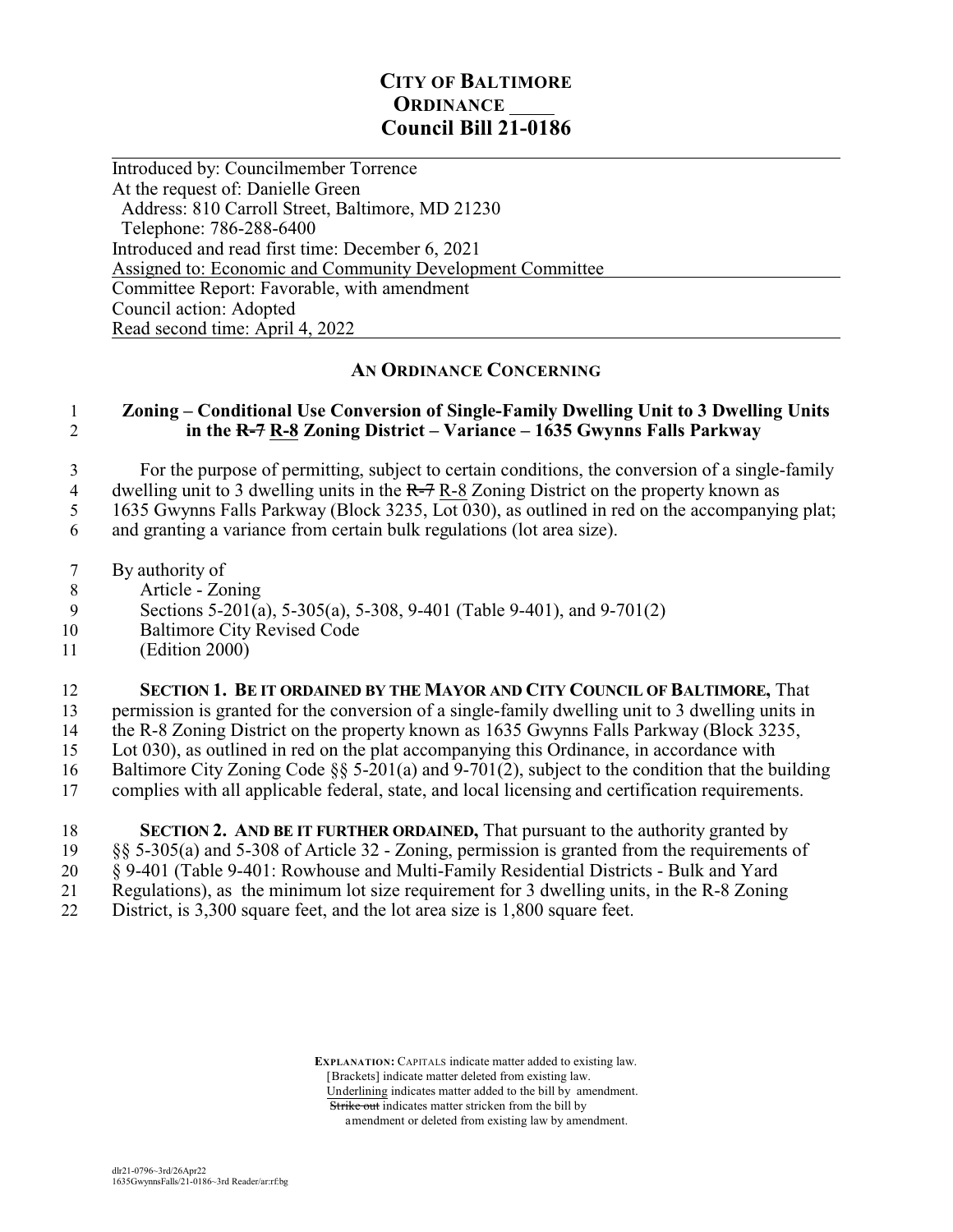# CITY OF BALTIMORE
## ORDINANCE ____
## Council Bill 21-0186

Introduced by: Councilmember Torrence
At the request of: Danielle Green
  Address: 810 Carroll Street, Baltimore, MD 21230
  Telephone: 786-288-6400
Introduced and read first time: December 6, 2021
Assigned to: Economic and Community Development Committee
Committee Report: Favorable, with amendment
Council action: Adopted
Read second time: April 4, 2022

### AN ORDINANCE CONCERNING

**Zoning – Conditional Use Conversion of Single-Family Dwelling Unit to 3 Dwelling Units in the ~~R-7~~ <u>R-8</u> Zoning District – Variance – 1635 Gwynns Falls Parkway**

For the purpose of permitting, subject to certain conditions, the conversion of a single-family dwelling unit to 3 dwelling units in the ~~R-7~~ <u>R-8</u> Zoning District on the property known as 1635 Gwynns Falls Parkway (Block 3235, Lot 030), as outlined in red on the accompanying plat; and granting a variance from certain bulk regulations (lot area size).

By authority of
  Article - Zoning
  Sections 5-201(a), 5-305(a), 5-308, 9-401 (Table 9-401), and 9-701(2)
  Baltimore City Revised Code
  (Edition 2000)

**SECTION 1. BE IT ORDAINED BY THE MAYOR AND CITY COUNCIL OF BALTIMORE,** That permission is granted for the conversion of a single-family dwelling unit to 3 dwelling units in the R-8 Zoning District on the property known as 1635 Gwynns Falls Parkway (Block 3235, Lot 030), as outlined in red on the plat accompanying this Ordinance, in accordance with Baltimore City Zoning Code §§ 5-201(a) and 9-701(2), subject to the condition that the building complies with all applicable federal, state, and local licensing and certification requirements.

**SECTION 2. AND BE IT FURTHER ORDAINED,** That pursuant to the authority granted by §§ 5-305(a) and 5-308 of Article 32 - Zoning, permission is granted from the requirements of § 9-401 (Table 9-401: Rowhouse and Multi-Family Residential Districts - Bulk and Yard Regulations), as the minimum lot size requirement for 3 dwelling units, in the R-8 Zoning District, is 3,300 square feet, and the lot area size is 1,800 square feet.

**EXPLANATION:** CAPITALS indicate matter added to existing law.
[Brackets] indicate matter deleted from existing law.
<u>Underlining</u> indicates matter added to the bill by amendment.
~~Strike out~~ indicates matter stricken from the bill by amendment or deleted from existing law by amendment.

dlr21-0796~3rd/26Apr22
1635GwynnsFalls/21-0186~3rd Reader/ar:rf:bg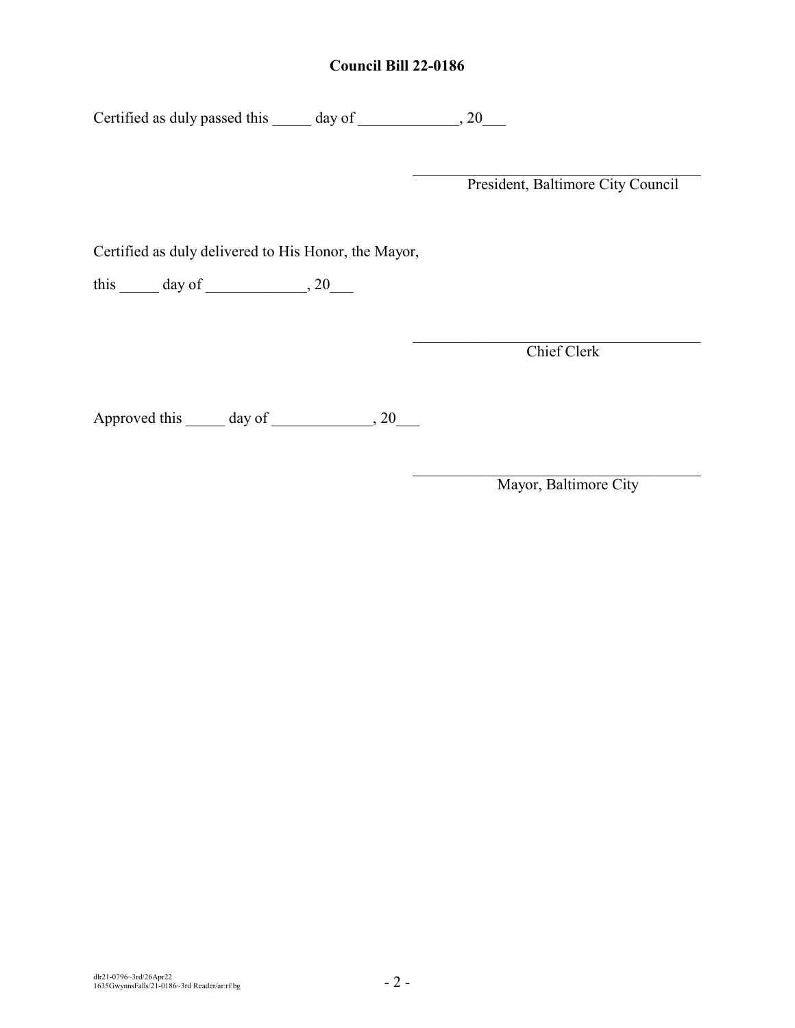**Council Bill 22-0186**

Certified as duly passed this _____ day of _____________, 20___

\_\_\_\_\_\_\_\_\_\_\_\_\_\_\_\_\_\_\_\_\_\_\_\_\_\_\_\_\_\_\_\_\_\_\_\_\_\_\_\_\_\_\_\_
President, Baltimore City Council

Certified as duly delivered to His Honor, the Mayor,

this _____ day of _____________, 20___

\_\_\_\_\_\_\_\_\_\_\_\_\_\_\_\_\_\_\_\_\_\_\_\_\_\_\_\_\_\_\_\_\_\_\_\_\_\_\_\_\_\_\_\_
Chief Clerk

Approved this _____ day of _____________, 20___

\_\_\_\_\_\_\_\_\_\_\_\_\_\_\_\_\_\_\_\_\_\_\_\_\_\_\_\_\_\_\_\_\_\_\_\_\_\_\_\_\_\_\_\_
Mayor, Baltimore City

dlr21-0796~3rd/26Apr22
1635GwynnsFalls/21-0186~3rd Reader/ar:rf:bg